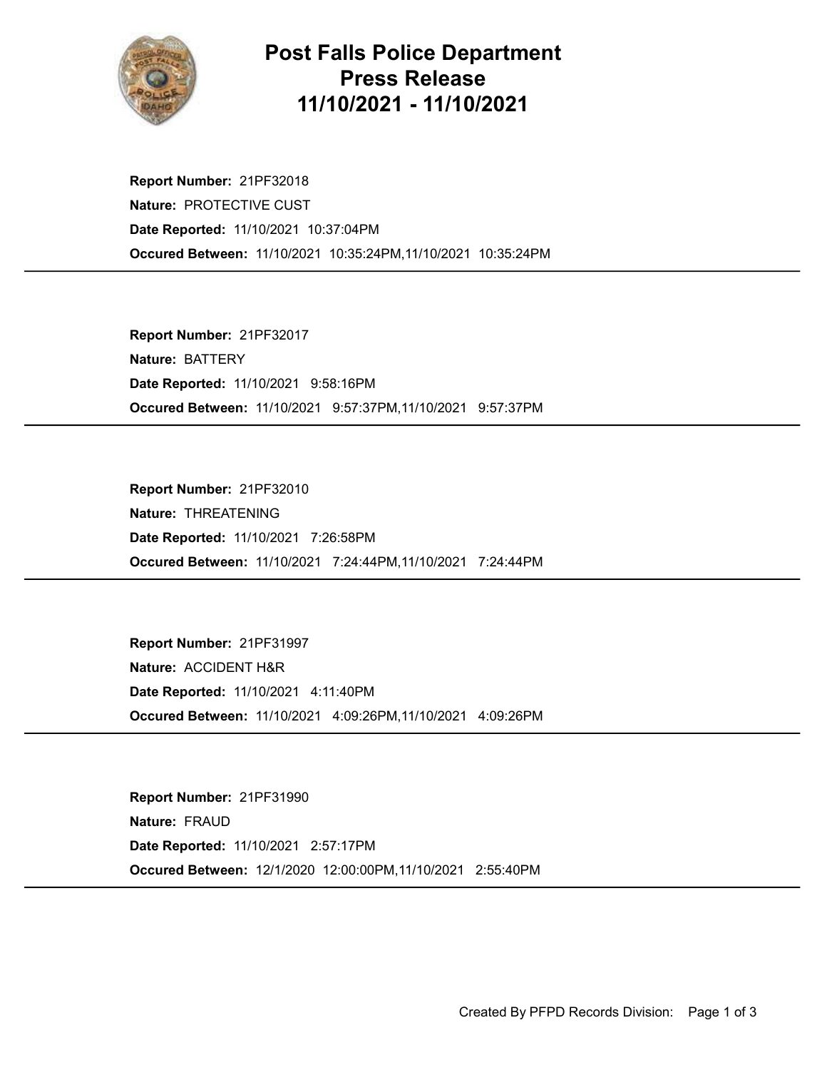# Post Falls Police Department
## Press Release
## 11/10/2021 - 11/10/2021

**Report Number:** 21PF32018
**Nature:** PROTECTIVE CUST
**Date Reported:** 11/10/2021 10:37:04PM
**Occured Between:** 11/10/2021 10:35:24PM,11/10/2021 10:35:24PM

---

**Report Number:** 21PF32017
**Nature:** BATTERY
**Date Reported:** 11/10/2021 9:58:16PM
**Occured Between:** 11/10/2021 9:57:37PM,11/10/2021 9:57:37PM

---

**Report Number:** 21PF32010
**Nature:** THREATENING
**Date Reported:** 11/10/2021 7:26:58PM
**Occured Between:** 11/10/2021 7:24:44PM,11/10/2021 7:24:44PM

---

**Report Number:** 21PF31997
**Nature:** ACCIDENT H&R
**Date Reported:** 11/10/2021 4:11:40PM
**Occured Between:** 11/10/2021 4:09:26PM,11/10/2021 4:09:26PM

---

**Report Number:** 21PF31990
**Nature:** FRAUD
**Date Reported:** 11/10/2021 2:57:17PM
**Occured Between:** 12/1/2020 12:00:00PM,11/10/2021 2:55:40PM

---

Created By PFPD Records Division: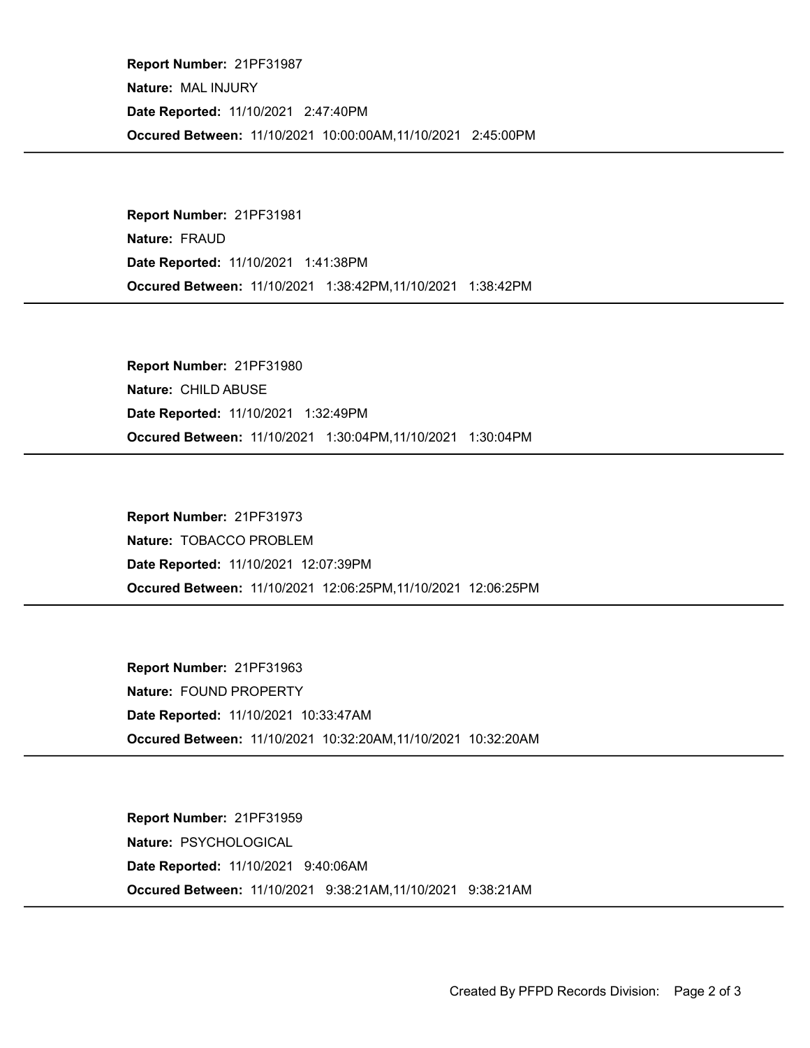**Report Number:** 21PF31987
**Nature:** MAL INJURY
**Date Reported:** 11/10/2021 2:47:40PM
**Occured Between:** 11/10/2021 10:00:00AM,11/10/2021 2:45:00PM

---

**Report Number:** 21PF31981
**Nature:** FRAUD
**Date Reported:** 11/10/2021 1:41:38PM
**Occured Between:** 11/10/2021 1:38:42PM,11/10/2021 1:38:42PM

---

**Report Number:** 21PF31980
**Nature:** CHILD ABUSE
**Date Reported:** 11/10/2021 1:32:49PM
**Occured Between:** 11/10/2021 1:30:04PM,11/10/2021 1:30:04PM

---

**Report Number:** 21PF31973
**Nature:** TOBACCO PROBLEM
**Date Reported:** 11/10/2021 12:07:39PM
**Occured Between:** 11/10/2021 12:06:25PM,11/10/2021 12:06:25PM

---

**Report Number:** 21PF31963
**Nature:** FOUND PROPERTY
**Date Reported:** 11/10/2021 10:33:47AM
**Occured Between:** 11/10/2021 10:32:20AM,11/10/2021 10:32:20AM

---

**Report Number:** 21PF31959
**Nature:** PSYCHOLOGICAL
**Date Reported:** 11/10/2021 9:40:06AM
**Occured Between:** 11/10/2021 9:38:21AM,11/10/2021 9:38:21AM

---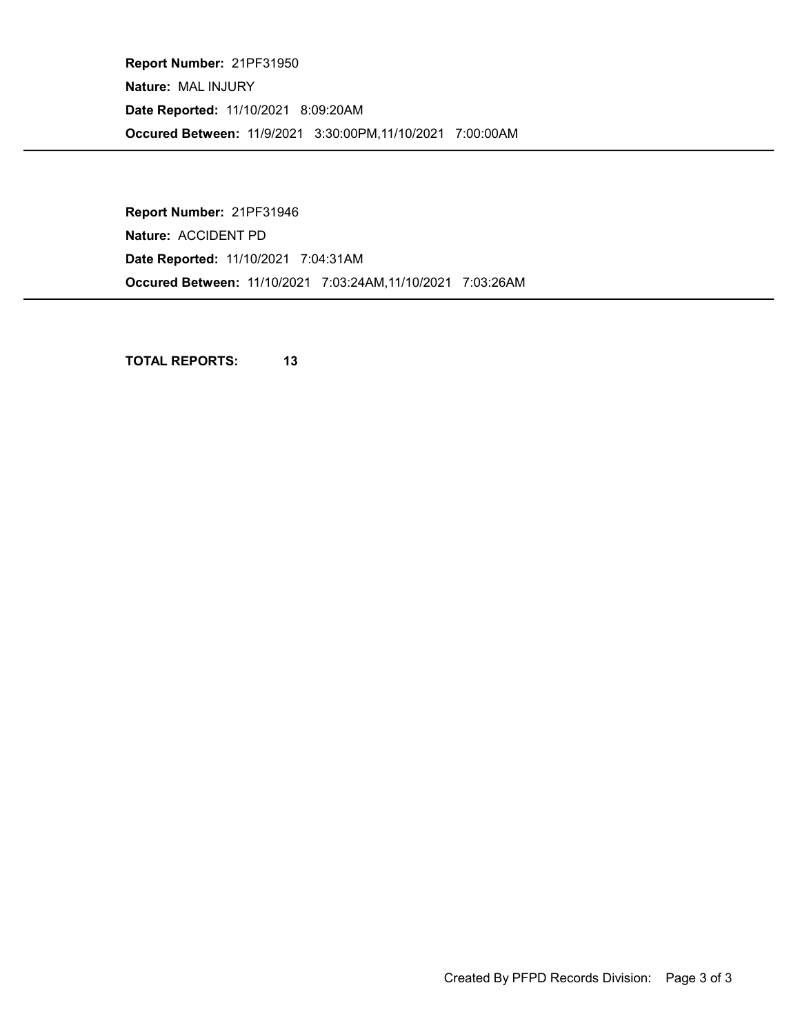**Report Number:** 21PF31950

**Nature:** MAL INJURY

**Date Reported:** 11/10/2021 8:09:20AM

**Occured Between:** 11/9/2021 3:30:00PM,11/10/2021 7:00:00AM

---

**Report Number:** 21PF31946

**Nature:** ACCIDENT PD

**Date Reported:** 11/10/2021 7:04:31AM

**Occured Between:** 11/10/2021 7:03:24AM,11/10/2021 7:03:26AM

---

**TOTAL REPORTS: 13**

Created By PFPD Records Division: